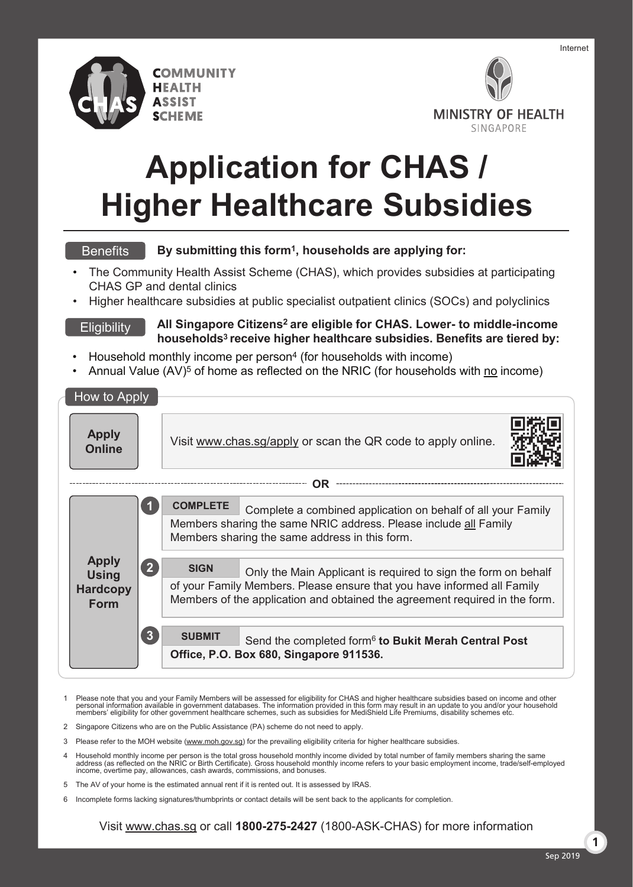Internet

COMMUNITY HEALTH ASSIST SCHEME

MINISTRY OF HEALTH SINGAPORE

# Application for CHAS / Higher Healthcare Subsidies

**Benefits** — **By submitting this form[1], households are applying for:**

- The Community Health Assist Scheme (CHAS), which provides subsidies at participating CHAS GP and dental clinics
- Higher healthcare subsidies at public specialist outpatient clinics (SOCs) and polyclinics

**Eligibility** — **All Singapore Citizens[2] are eligible for CHAS. Lower- to middle-income households[3] receive higher healthcare subsidies. Benefits are tiered by:**

- Household monthly income per person[4] (for households with income)
- Annual Value (AV)[5] of home as reflected on the NRIC (for households with no income)

## How to Apply

**Apply Online**

Visit www.chas.sg/apply or scan the QR code to apply online.

**OR**

**Apply Using Hardcopy Form**

1. **COMPLETE** Complete a combined application on behalf of all your Family Members sharing the same NRIC address. Please include all Family Members sharing the same address in this form.
2. **SIGN** Only the Main Applicant is required to sign the form on behalf of your Family Members. Please ensure that you have informed all Family Members of the application and obtained the agreement required in the form.
3. **SUBMIT** Send the completed form[6] **to Bukit Merah Central Post Office, P.O. Box 680, Singapore 911536.**

1 Please note that you and your Family Members will be assessed for eligibility for CHAS and higher healthcare subsidies based on income and other personal information available in government databases. The information provided in this form may result in an update to you and/or your household members' eligibility for other government healthcare schemes, such as subsidies for MediShield Life Premiums, disability schemes etc.

2 Singapore Citizens who are on the Public Assistance (PA) scheme do not need to apply.

3 Please refer to the MOH website (www.moh.gov.sg) for the prevailing eligibility criteria for higher healthcare subsidies.

4 Household monthly income per person is the total gross household monthly income divided by total number of family members sharing the same address (as reflected on the NRIC or Birth Certificate). Gross household monthly income refers to your basic employment income, trade/self-employed income, overtime pay, allowances, cash awards, commissions, and bonuses.

5 The AV of your home is the estimated annual rent if it is rented out. It is assessed by IRAS.

6 Incomplete forms lacking signatures/thumbprints or contact details will be sent back to the applicants for completion.

Visit www.chas.sg or call **1800-275-2427** (1800-ASK-CHAS) for more information

Sep 2019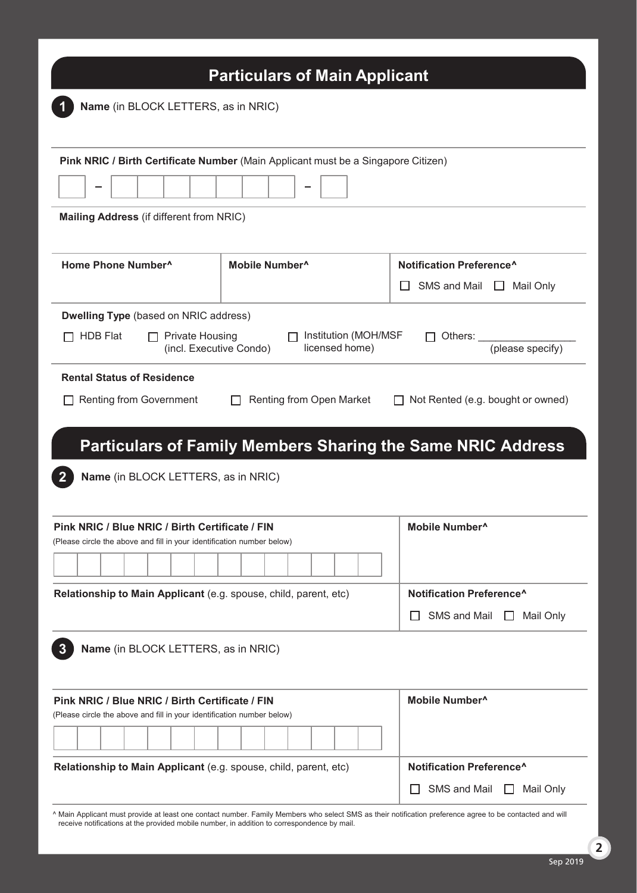## Particulars of Main Applicant

**1** **Name** (in BLOCK LETTERS, as in NRIC)

**Pink NRIC / Birth Certificate Number** (Main Applicant must be a Singapore Citizen)

☐ – ☐☐☐☐☐☐☐ – ☐

**Mailing Address** (if different from NRIC)

| **Home Phone Number^** | **Mobile Number^** | **Notification Preference^** |
|---|---|---|
| | | ☐ SMS and Mail ☐ Mail Only |

**Dwelling Type** (based on NRIC address)

☐ HDB Flat ☐ Private Housing (incl. Executive Condo) ☐ Institution (MOH/MSF licensed home) ☐ Others: ________________ (please specify)

**Rental Status of Residence**

☐ Renting from Government ☐ Renting from Open Market ☐ Not Rented (e.g. bought or owned)

## Particulars of Family Members Sharing the Same NRIC Address

**2** **Name** (in BLOCK LETTERS, as in NRIC)

| **Pink NRIC / Blue NRIC / Birth Certificate / FIN** (Please circle the above and fill in your identification number below) | **Mobile Number^** |
|---|---|
| ☐☐☐☐☐☐☐☐☐☐☐☐☐☐ | |
| **Relationship to Main Applicant** (e.g. spouse, child, parent, etc) | **Notification Preference^** ☐ SMS and Mail ☐ Mail Only |

**3** **Name** (in BLOCK LETTERS, as in NRIC)

| **Pink NRIC / Blue NRIC / Birth Certificate / FIN** (Please circle the above and fill in your identification number below) | **Mobile Number^** |
|---|---|
| ☐☐☐☐☐☐☐☐☐☐☐☐☐☐ | |
| **Relationship to Main Applicant** (e.g. spouse, child, parent, etc) | **Notification Preference^** ☐ SMS and Mail ☐ Mail Only |

^ Main Applicant must provide at least one contact number. Family Members who select SMS as their notification preference agree to be contacted and will receive notifications at the provided mobile number, in addition to correspondence by mail.

Sep 2019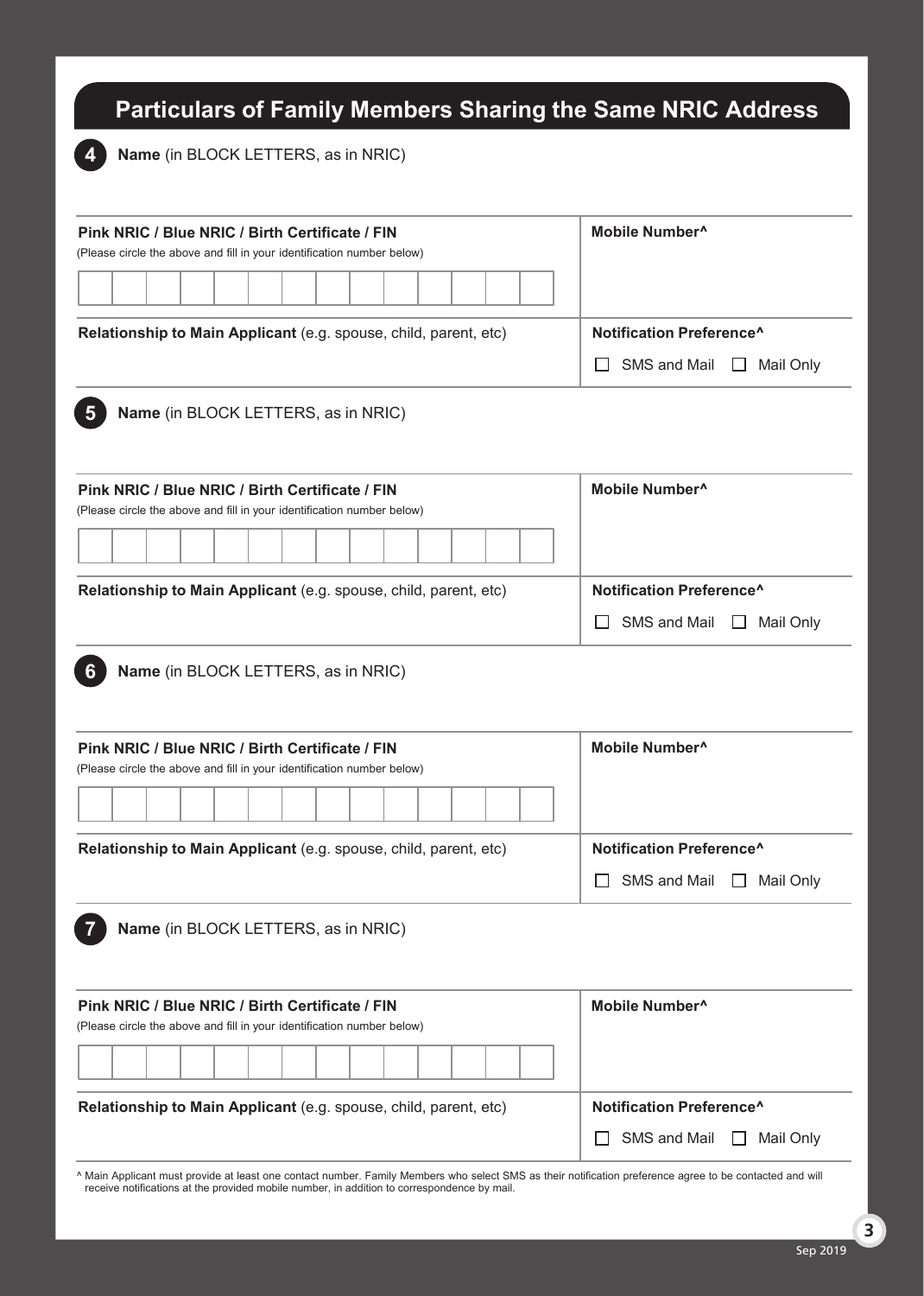## Particulars of Family Members Sharing the Same NRIC Address

**4** **Name** (in BLOCK LETTERS, as in NRIC)

| **Pink NRIC / Blue NRIC / Birth Certificate / FIN**<br>(Please circle the above and fill in your identification number below) | **Mobile Number^** |
|---|---|
| **Relationship to Main Applicant** (e.g. spouse, child, parent, etc) | **Notification Preference^**<br>☐ SMS and Mail ☐ Mail Only |

**5** **Name** (in BLOCK LETTERS, as in NRIC)

| **Pink NRIC / Blue NRIC / Birth Certificate / FIN**<br>(Please circle the above and fill in your identification number below) | **Mobile Number^** |
|---|---|
| **Relationship to Main Applicant** (e.g. spouse, child, parent, etc) | **Notification Preference^**<br>☐ SMS and Mail ☐ Mail Only |

**6** **Name** (in BLOCK LETTERS, as in NRIC)

| **Pink NRIC / Blue NRIC / Birth Certificate / FIN**<br>(Please circle the above and fill in your identification number below) | **Mobile Number^** |
|---|---|
| **Relationship to Main Applicant** (e.g. spouse, child, parent, etc) | **Notification Preference^**<br>☐ SMS and Mail ☐ Mail Only |

**7** **Name** (in BLOCK LETTERS, as in NRIC)

| **Pink NRIC / Blue NRIC / Birth Certificate / FIN**<br>(Please circle the above and fill in your identification number below) | **Mobile Number^** |
|---|---|
| **Relationship to Main Applicant** (e.g. spouse, child, parent, etc) | **Notification Preference^**<br>☐ SMS and Mail ☐ Mail Only |

^ Main Applicant must provide at least one contact number. Family Members who select SMS as their notification preference agree to be contacted and will receive notifications at the provided mobile number, in addition to correspondence by mail.

Sep 2019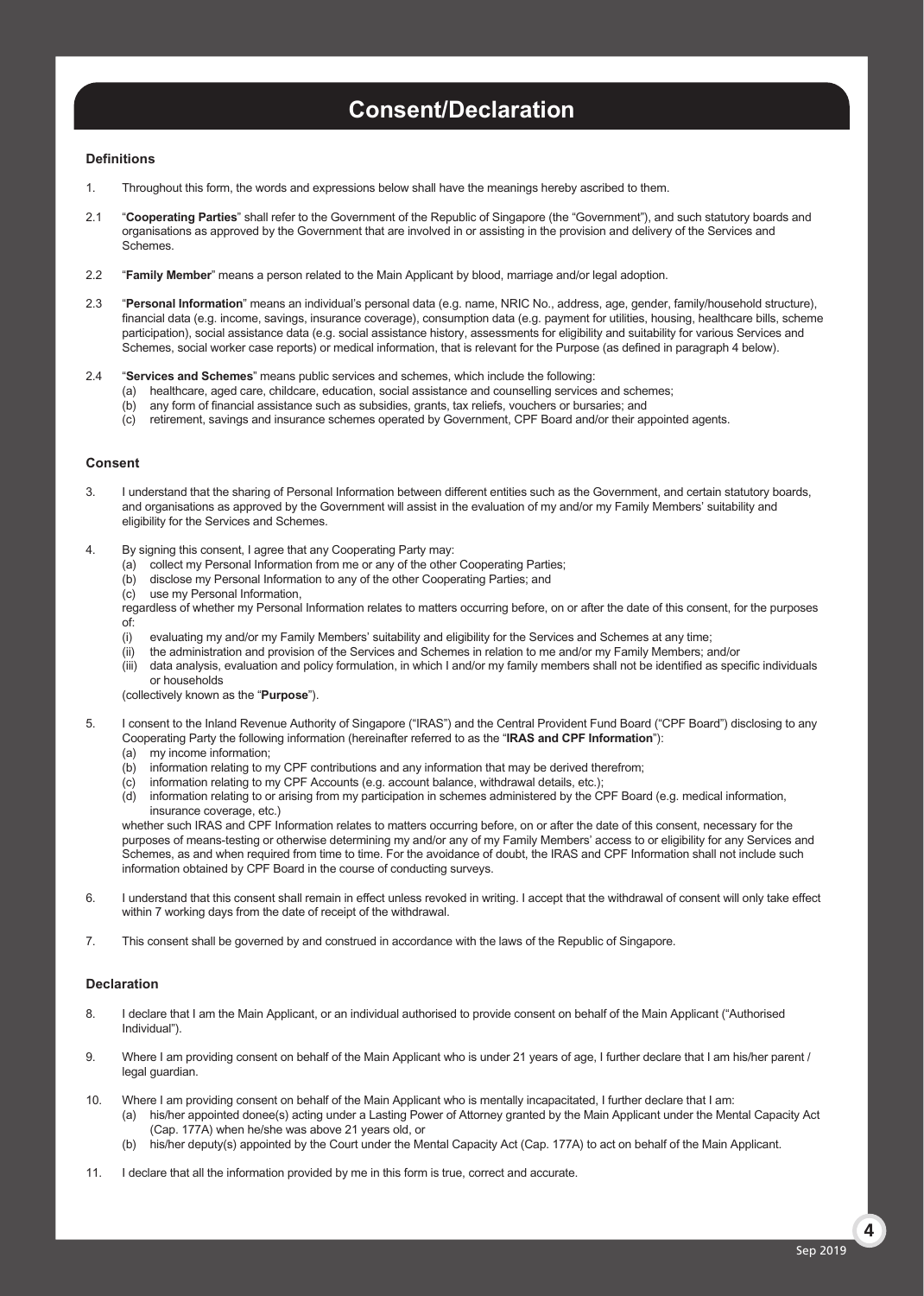# Consent/Declaration

## Definitions

1. Throughout this form, the words and expressions below shall have the meanings hereby ascribed to them.

2.1 "**Cooperating Parties**" shall refer to the Government of the Republic of Singapore (the "Government"), and such statutory boards and organisations as approved by the Government that are involved in or assisting in the provision and delivery of the Services and Schemes.

2.2 "**Family Member**" means a person related to the Main Applicant by blood, marriage and/or legal adoption.

2.3 "**Personal Information**" means an individual's personal data (e.g. name, NRIC No., address, age, gender, family/household structure), financial data (e.g. income, savings, insurance coverage), consumption data (e.g. payment for utilities, housing, healthcare bills, scheme participation), social assistance data (e.g. social assistance history, assessments for eligibility and suitability for various Services and Schemes, social worker case reports) or medical information, that is relevant for the Purpose (as defined in paragraph 4 below).

2.4 "**Services and Schemes**" means public services and schemes, which include the following:
  - (a) healthcare, aged care, childcare, education, social assistance and counselling services and schemes;
  - (b) any form of financial assistance such as subsidies, grants, tax reliefs, vouchers or bursaries; and
  - (c) retirement, savings and insurance schemes operated by Government, CPF Board and/or their appointed agents.

## Consent

3. I understand that the sharing of Personal Information between different entities such as the Government, and certain statutory boards, and organisations as approved by the Government will assist in the evaluation of my and/or my Family Members' suitability and eligibility for the Services and Schemes.

4. By signing this consent, I agree that any Cooperating Party may:
  - (a) collect my Personal Information from me or any of the other Cooperating Parties;
  - (b) disclose my Personal Information to any of the other Cooperating Parties; and
  - (c) use my Personal Information,

   regardless of whether my Personal Information relates to matters occurring before, on or after the date of this consent, for the purposes of:
  - (i) evaluating my and/or my Family Members' suitability and eligibility for the Services and Schemes at any time;
  - (ii) the administration and provision of the Services and Schemes in relation to me and/or my Family Members; and/or
  - (iii) data analysis, evaluation and policy formulation, in which I and/or my family members shall not be identified as specific individuals or households

   (collectively known as the "**Purpose**").

5. I consent to the Inland Revenue Authority of Singapore ("IRAS") and the Central Provident Fund Board ("CPF Board") disclosing to any Cooperating Party the following information (hereinafter referred to as the "**IRAS and CPF Information**"):
  - (a) my income information;
  - (b) information relating to my CPF contributions and any information that may be derived therefrom;
  - (c) information relating to my CPF Accounts (e.g. account balance, withdrawal details, etc.);
  - (d) information relating to or arising from my participation in schemes administered by the CPF Board (e.g. medical information, insurance coverage, etc.)

   whether such IRAS and CPF Information relates to matters occurring before, on or after the date of this consent, necessary for the purposes of means-testing or otherwise determining my and/or any of my Family Members' access to or eligibility for any Services and Schemes, as and when required from time to time. For the avoidance of doubt, the IRAS and CPF Information shall not include such information obtained by CPF Board in the course of conducting surveys.

6. I understand that this consent shall remain in effect unless revoked in writing. I accept that the withdrawal of consent will only take effect within 7 working days from the date of receipt of the withdrawal.

7. This consent shall be governed by and construed in accordance with the laws of the Republic of Singapore.

## Declaration

8. I declare that I am the Main Applicant, or an individual authorised to provide consent on behalf of the Main Applicant ("Authorised Individual").

9. Where I am providing consent on behalf of the Main Applicant who is under 21 years of age, I further declare that I am his/her parent / legal guardian.

10. Where I am providing consent on behalf of the Main Applicant who is mentally incapacitated, I further declare that I am:
  - (a) his/her appointed donee(s) acting under a Lasting Power of Attorney granted by the Main Applicant under the Mental Capacity Act (Cap. 177A) when he/she was above 21 years old, or
  - (b) his/her deputy(s) appointed by the Court under the Mental Capacity Act (Cap. 177A) to act on behalf of the Main Applicant.

11. I declare that all the information provided by me in this form is true, correct and accurate.

Sep 2019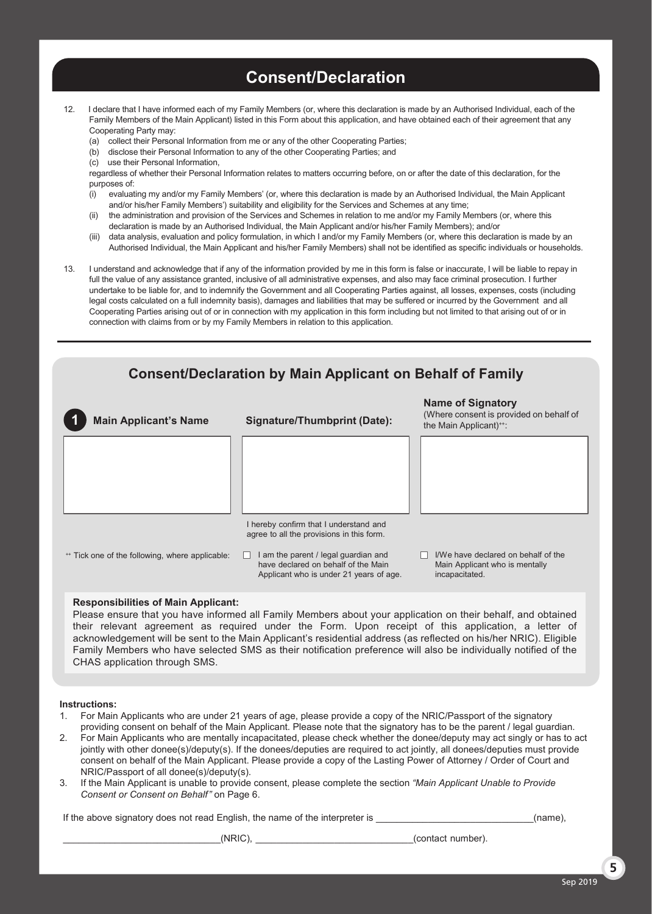# Consent/Declaration

12. I declare that I have informed each of my Family Members (or, where this declaration is made by an Authorised Individual, each of the Family Members of the Main Applicant) listed in this Form about this application, and have obtained each of their agreement that any Cooperating Party may:
    (a) collect their Personal Information from me or any of the other Cooperating Parties;
    (b) disclose their Personal Information to any of the other Cooperating Parties; and
    (c) use their Personal Information,

    regardless of whether their Personal Information relates to matters occurring before, on or after the date of this declaration, for the purposes of:
    (i) evaluating my and/or my Family Members' (or, where this declaration is made by an Authorised Individual, the Main Applicant and/or his/her Family Members') suitability and eligibility for the Services and Schemes at any time;
    (ii) the administration and provision of the Services and Schemes in relation to me and/or my Family Members (or, where this declaration is made by an Authorised Individual, the Main Applicant and/or his/her Family Members); and/or
    (iii) data analysis, evaluation and policy formulation, in which I and/or my Family Members (or, where this declaration is made by an Authorised Individual, the Main Applicant and his/her Family Members) shall not be identified as specific individuals or households.

13. I understand and acknowledge that if any of the information provided by me in this form is false or inaccurate, I will be liable to repay in full the value of any assistance granted, inclusive of all administrative expenses, and also may face criminal prosecution. I further undertake to be liable for, and to indemnify the Government and all Cooperating Parties against, all losses, expenses, costs (including legal costs calculated on a full indemnity basis), damages and liabilities that may be suffered or incurred by the Government and all Cooperating Parties arising out of or in connection with my application in this form including but not limited to that arising out of or in connection with claims from or by my Family Members in relation to this application.

---

## Consent/Declaration by Main Applicant on Behalf of Family

| 1 Main Applicant's Name | Signature/Thumbprint (Date): | Name of Signatory (Where consent is provided on behalf of the Main Applicant)⁺⁺: |
|---|---|---|
| | | |
| | I hereby confirm that I understand and agree to all the provisions in this form. | |

⁺⁺ Tick one of the following, where applicable:

- ☐ I am the parent / legal guardian and have declared on behalf of the Main Applicant who is under 21 years of age.
- ☐ I/We have declared on behalf of the Main Applicant who is mentally incapacitated.

**Responsibilities of Main Applicant:**

Please ensure that you have informed all Family Members about your application on their behalf, and obtained their relevant agreement as required under the Form. Upon receipt of this application, a letter of acknowledgement will be sent to the Main Applicant's residential address (as reflected on his/her NRIC). Eligible Family Members who have selected SMS as their notification preference will also be individually notified of the CHAS application through SMS.

**Instructions:**

1. For Main Applicants who are under 21 years of age, please provide a copy of the NRIC/Passport of the signatory providing consent on behalf of the Main Applicant. Please note that the signatory has to be the parent / legal guardian.
2. For Main Applicants who are mentally incapacitated, please check whether the donee/deputy may act singly or has to act jointly with other donee(s)/deputy(s). If the donees/deputies are required to act jointly, all donees/deputies must provide consent on behalf of the Main Applicant. Please provide a copy of the Lasting Power of Attorney / Order of Court and NRIC/Passport of all donee(s)/deputy(s).
3. If the Main Applicant is unable to provide consent, please complete the section *"Main Applicant Unable to Provide Consent or Consent on Behalf"* on Page 6.

If the above signatory does not read English, the name of the interpreter is ______________________________(name),

______________________________(NRIC), ______________________________(contact number).

Sep 2019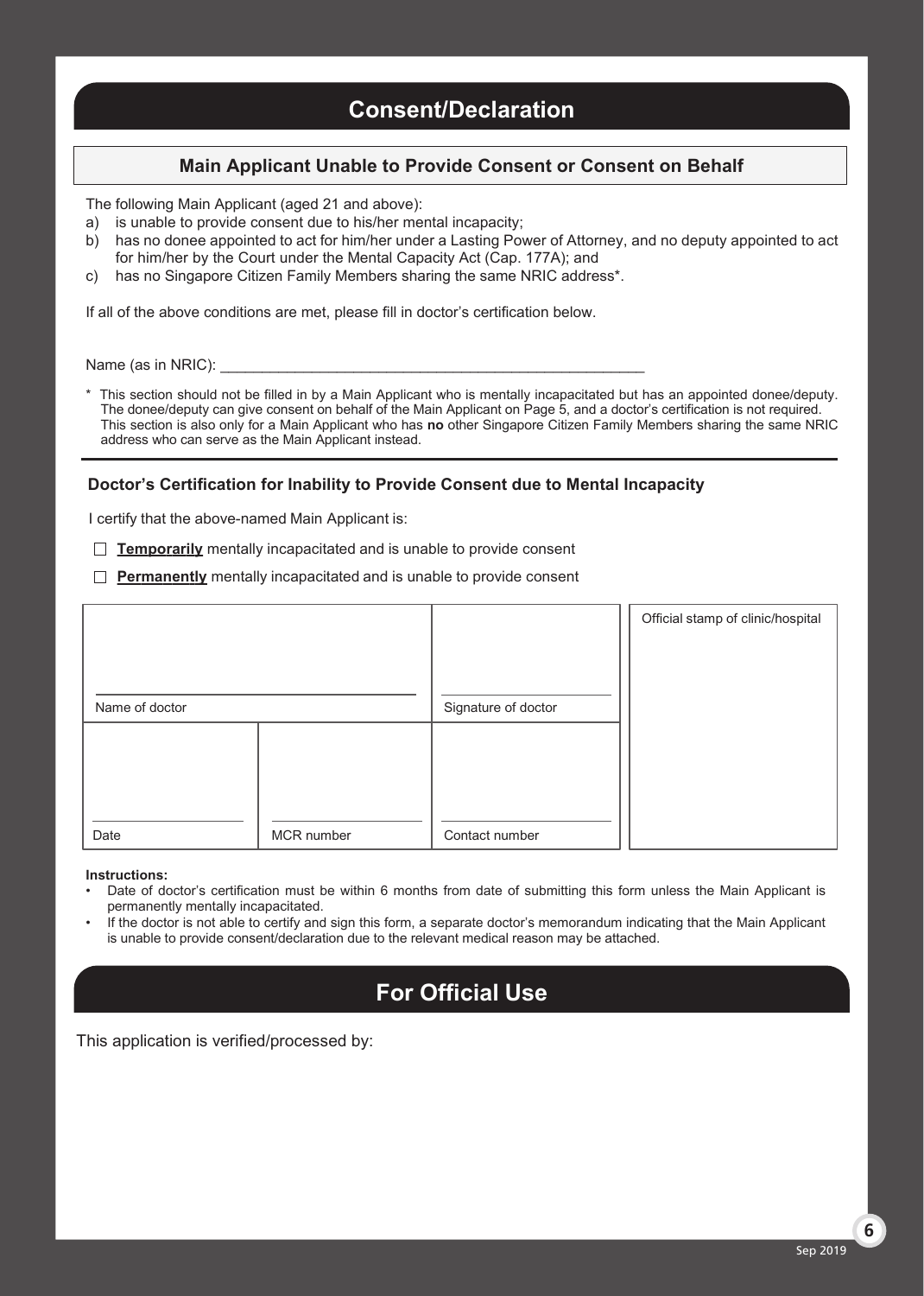# Consent/Declaration

## Main Applicant Unable to Provide Consent or Consent on Behalf

The following Main Applicant (aged 21 and above):

a) is unable to provide consent due to his/her mental incapacity;
b) has no donee appointed to act for him/her under a Lasting Power of Attorney, and no deputy appointed to act for him/her by the Court under the Mental Capacity Act (Cap. 177A); and
c) has no Singapore Citizen Family Members sharing the same NRIC address*.

If all of the above conditions are met, please fill in doctor's certification below.

Name (as in NRIC): ___________________________________________________

\* This section should not be filled in by a Main Applicant who is mentally incapacitated but has an appointed donee/deputy. The donee/deputy can give consent on behalf of the Main Applicant on Page 5, and a doctor's certification is not required. This section is also only for a Main Applicant who has **no** other Singapore Citizen Family Members sharing the same NRIC address who can serve as the Main Applicant instead.

### Doctor's Certification for Inability to Provide Consent due to Mental Incapacity

I certify that the above-named Main Applicant is:

☐ **Temporarily** mentally incapacitated and is unable to provide consent

☐ **Permanently** mentally incapacitated and is unable to provide consent

| | | | |
|---|---|---|---|
| Name of doctor | | Signature of doctor | Official stamp of clinic/hospital |
| Date | MCR number | Contact number | |

**Instructions:**

- Date of doctor's certification must be within 6 months from date of submitting this form unless the Main Applicant is permanently mentally incapacitated.
- If the doctor is not able to certify and sign this form, a separate doctor's memorandum indicating that the Main Applicant is unable to provide consent/declaration due to the relevant medical reason may be attached.

# For Official Use

This application is verified/processed by:

Sep 2019